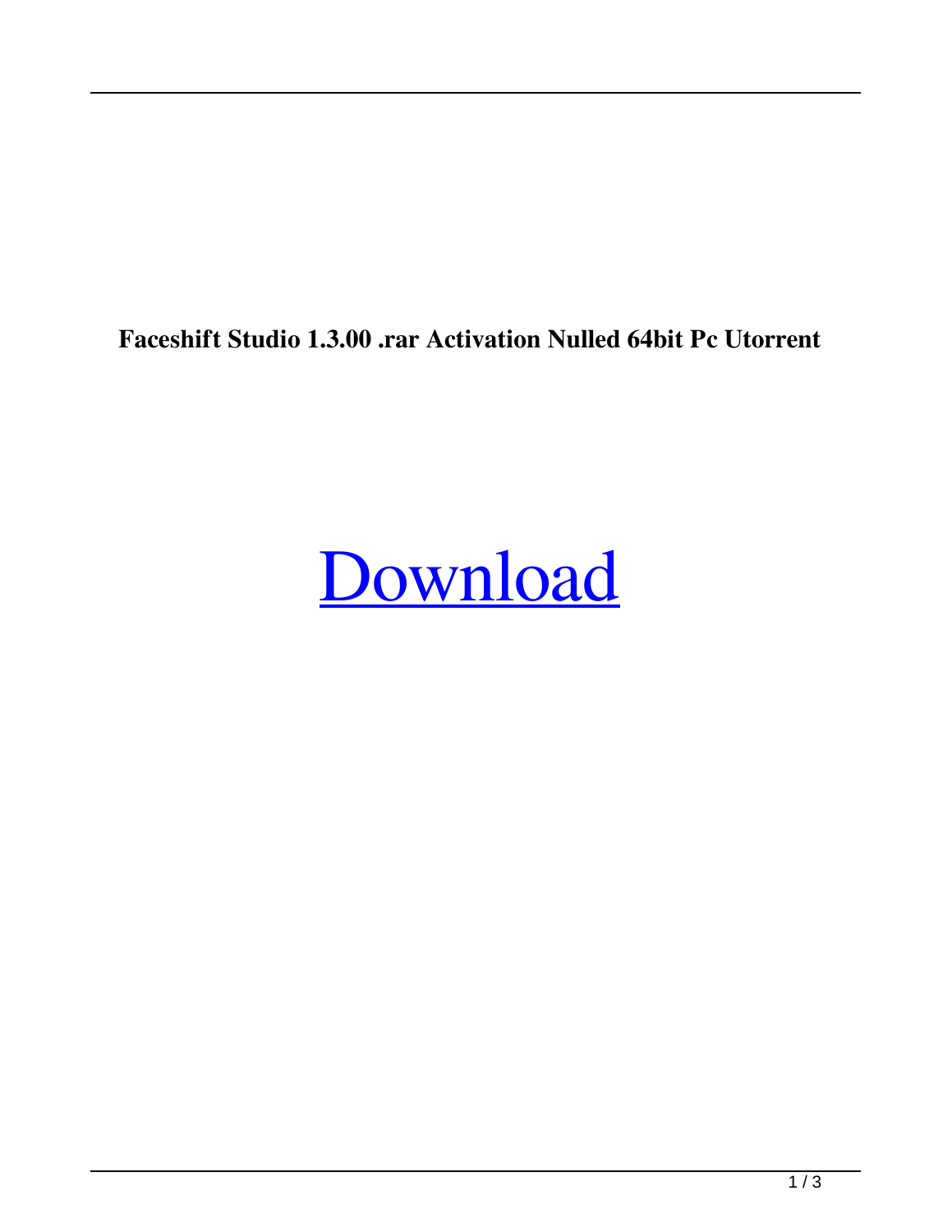**Faceshift Studio 1.3.00 .rar Activation Nulled 64bit Pc Utorrent**

Download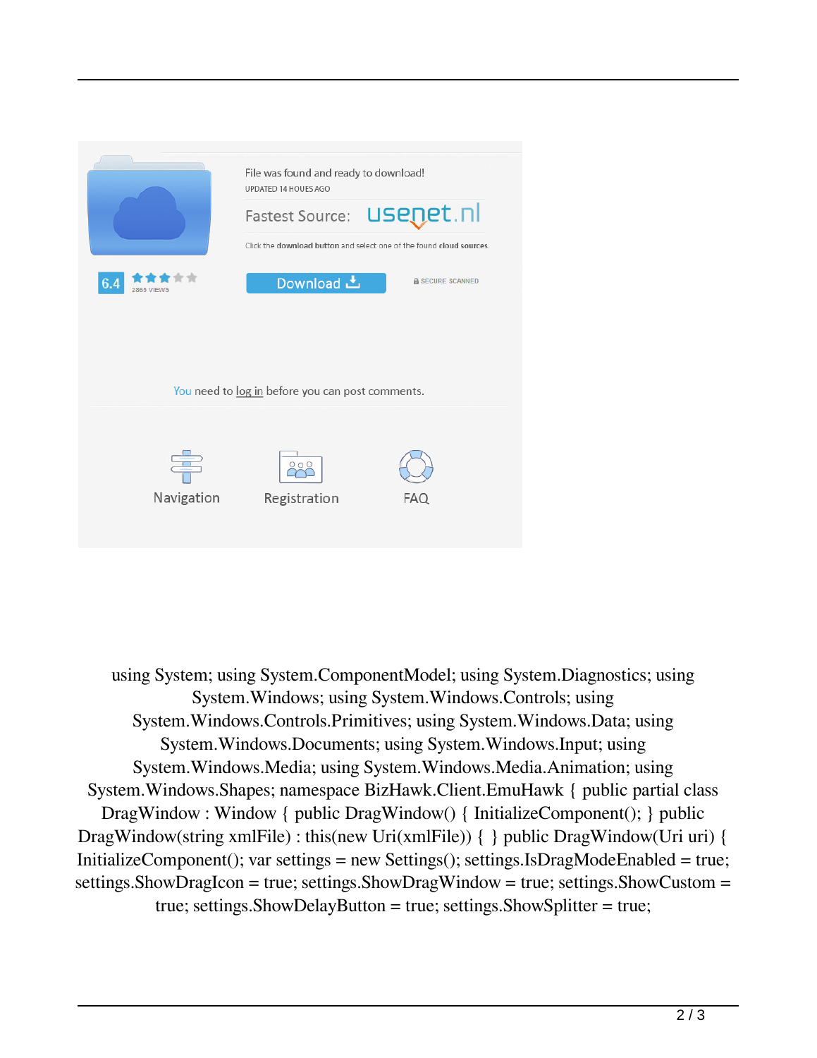File was found and ready to download!

UPDATED 14 HOUES AGO

Fastest Source: usenet.nl

Click the download button and select one of the found cloud sources.

6.4

2865 VIEWS

Download

SECURE SCANNED

You need to log in before you can post comments.

Navigation Registration FAQ

using System; using System.ComponentModel; using System.Diagnostics; using System.Windows; using System.Windows.Controls; using System.Windows.Controls.Primitives; using System.Windows.Data; using System.Windows.Documents; using System.Windows.Input; using System.Windows.Media; using System.Windows.Media.Animation; using System.Windows.Shapes; namespace BizHawk.Client.EmuHawk { public partial class DragWindow : Window { public DragWindow() { InitializeComponent(); } public DragWindow(string xmlFile) : this(new Uri(xmlFile)) { } public DragWindow(Uri uri) { InitializeComponent(); var settings = new Settings(); settings.IsDragModeEnabled = true; settings.ShowDragIcon = true; settings.ShowDragWindow = true; settings.ShowCustom = true; settings.ShowDelayButton = true; settings.ShowSplitter = true;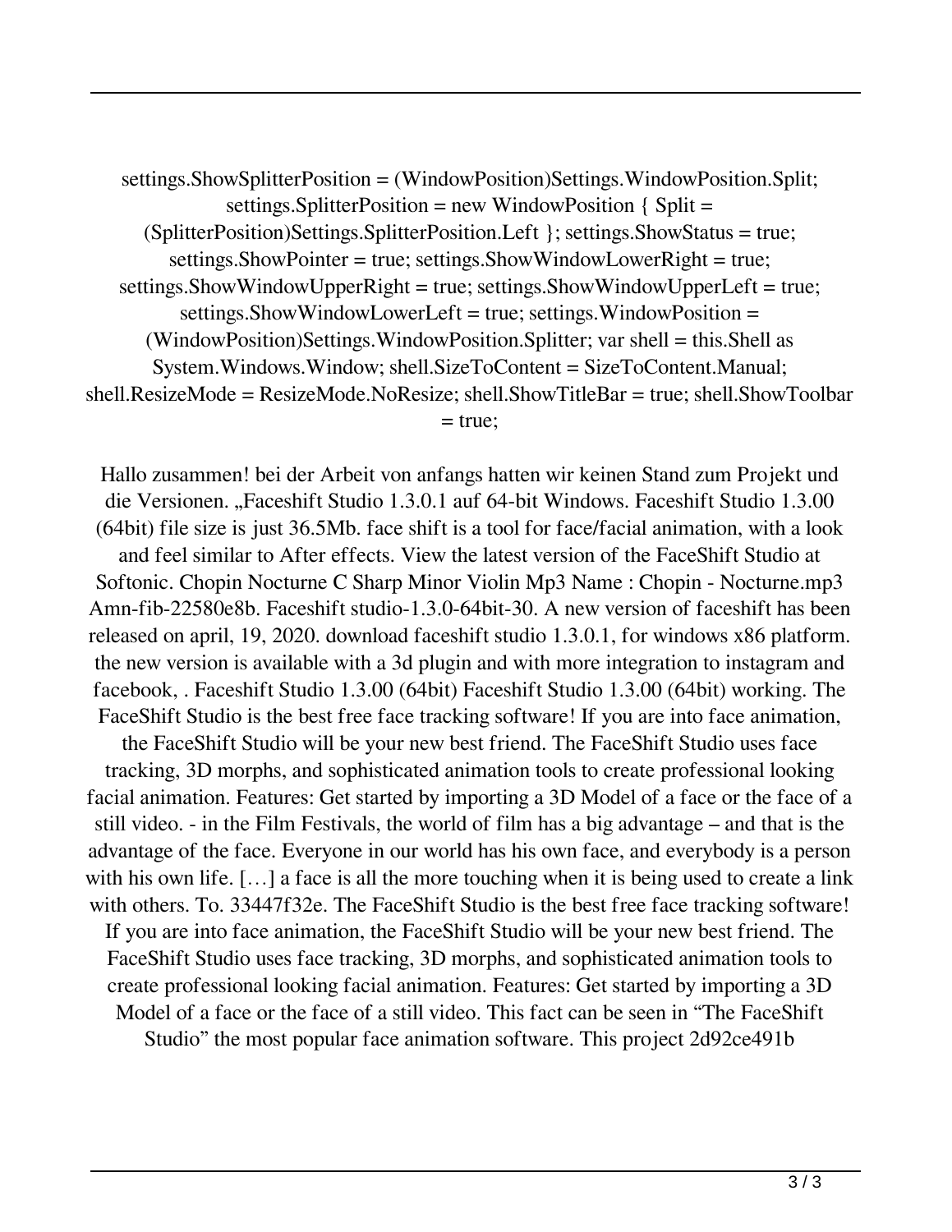settings.ShowSplitterPosition = (WindowPosition)Settings.WindowPosition.Split; settings.SplitterPosition = new WindowPosition { Split = (SplitterPosition)Settings.SplitterPosition.Left }; settings.ShowStatus = true; settings.ShowPointer = true; settings.ShowWindowLowerRight = true; settings.ShowWindowUpperRight = true; settings.ShowWindowUpperLeft = true; settings.ShowWindowLowerLeft = true; settings.WindowPosition = (WindowPosition)Settings.WindowPosition.Splitter; var shell = this.Shell as System.Windows.Window; shell.SizeToContent = SizeToContent.Manual; shell.ResizeMode = ResizeMode.NoResize; shell.ShowTitleBar = true; shell.ShowToolbar = true;

Hallo zusammen! bei der Arbeit von anfangs hatten wir keinen Stand zum Projekt und die Versionen. „Faceshift Studio 1.3.0.1 auf 64-bit Windows. Faceshift Studio 1.3.00 (64bit) file size is just 36.5Mb. face shift is a tool for face/facial animation, with a look and feel similar to After effects. View the latest version of the FaceShift Studio at Softonic. Chopin Nocturne C Sharp Minor Violin Mp3 Name : Chopin - Nocturne.mp3 Amn-fib-22580e8b. Faceshift studio-1.3.0-64bit-30. A new version of faceshift has been released on april, 19, 2020. download faceshift studio 1.3.0.1, for windows x86 platform. the new version is available with a 3d plugin and with more integration to instagram and facebook, . Faceshift Studio 1.3.00 (64bit) Faceshift Studio 1.3.00 (64bit) working. The FaceShift Studio is the best free face tracking software! If you are into face animation, the FaceShift Studio will be your new best friend. The FaceShift Studio uses face tracking, 3D morphs, and sophisticated animation tools to create professional looking facial animation. Features: Get started by importing a 3D Model of a face or the face of a still video. - in the Film Festivals, the world of film has a big advantage – and that is the advantage of the face. Everyone in our world has his own face, and everybody is a person with his own life. […] a face is all the more touching when it is being used to create a link with others. To. 33447f32e. The FaceShift Studio is the best free face tracking software! If you are into face animation, the FaceShift Studio will be your new best friend. The FaceShift Studio uses face tracking, 3D morphs, and sophisticated animation tools to create professional looking facial animation. Features: Get started by importing a 3D Model of a face or the face of a still video. This fact can be seen in "The FaceShift Studio" the most popular face animation software. This project 2d92ce491b